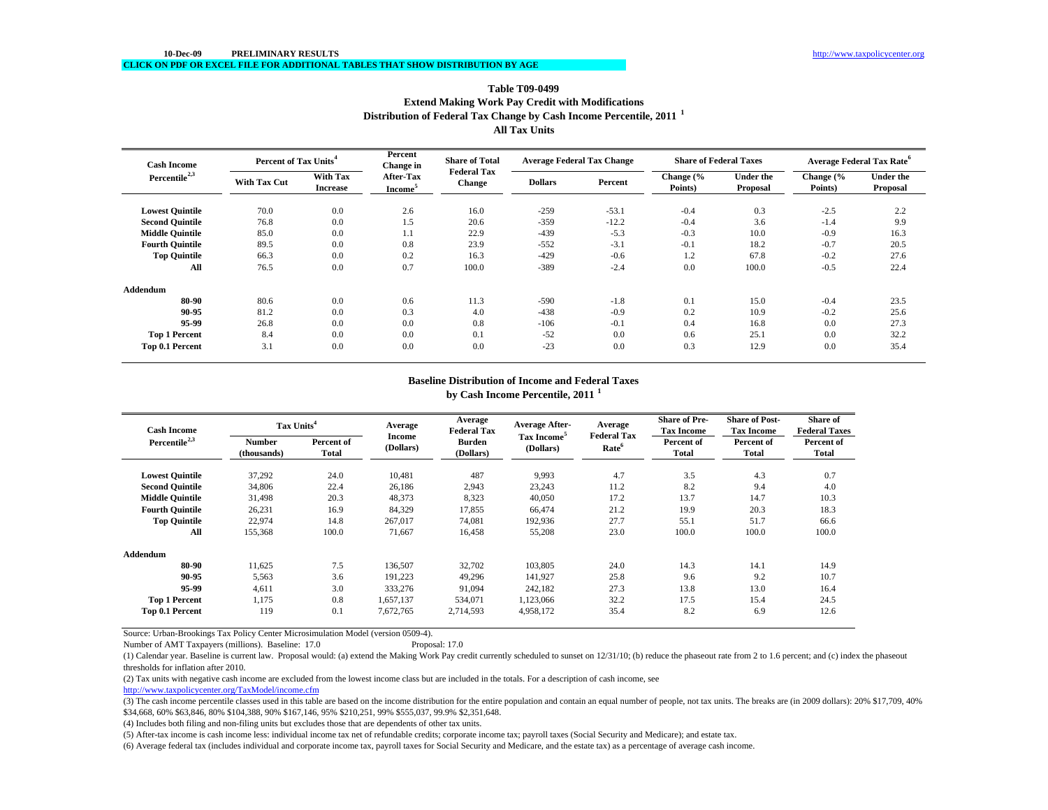10-Dec-09 **PRELIMINARY RESULTS** http://www.taxpolicycenter.org

**CLICK ON PDF OR EXCEL FILE FOR ADDITIONAL TABLES THAT SHOW DISTRIBUTION BY AGE**

## Table T09-0499
### Extend Making Work Pay Credit with Modifications
### Distribution of Federal Tax Change by Cash Income Percentile, 2011 [1]
### All Tax Units

| Cash Income Percentile[2,3] | Percent of Tax Units[4] | | Percent Change in After-Tax Income[5] | Share of Total Federal Tax Change | Average Federal Tax Change | | Share of Federal Taxes | | Average Federal Tax Rate[6] | |
|---|---|---|---|---|---|---|---|---|---|---|
| | With Tax Cut | With Tax Increase | | | Dollars | Percent | Change (% Points) | Under the Proposal | Change (% Points) | Under the Proposal |
| **Lowest Quintile** | 70.0 | 0.0 | 2.6 | 16.0 | -259 | -53.1 | -0.4 | 0.3 | -2.5 | 2.2 |
| **Second Quintile** | 76.8 | 0.0 | 1.5 | 20.6 | -359 | -12.2 | -0.4 | 3.6 | -1.4 | 9.9 |
| **Middle Quintile** | 85.0 | 0.0 | 1.1 | 22.9 | -439 | -5.3 | -0.3 | 10.0 | -0.9 | 16.3 |
| **Fourth Quintile** | 89.5 | 0.0 | 0.8 | 23.9 | -552 | -3.1 | -0.1 | 18.2 | -0.7 | 20.5 |
| **Top Quintile** | 66.3 | 0.0 | 0.2 | 16.3 | -429 | -0.6 | 1.2 | 67.8 | -0.2 | 27.6 |
| **All** | 76.5 | 0.0 | 0.7 | 100.0 | -389 | -2.4 | 0.0 | 100.0 | -0.5 | 22.4 |
| **Addendum** | | | | | | | | | | |
| **80-90** | 80.6 | 0.0 | 0.6 | 11.3 | -590 | -1.8 | 0.1 | 15.0 | -0.4 | 23.5 |
| **90-95** | 81.2 | 0.0 | 0.3 | 4.0 | -438 | -0.9 | 0.2 | 10.9 | -0.2 | 25.6 |
| **95-99** | 26.8 | 0.0 | 0.0 | 0.8 | -106 | -0.1 | 0.4 | 16.8 | 0.0 | 27.3 |
| **Top 1 Percent** | 8.4 | 0.0 | 0.0 | 0.1 | -52 | 0.0 | 0.6 | 25.1 | 0.0 | 32.2 |
| **Top 0.1 Percent** | 3.1 | 0.0 | 0.0 | 0.0 | -23 | 0.0 | 0.3 | 12.9 | 0.0 | 35.4 |

### Baseline Distribution of Income and Federal Taxes
### by Cash Income Percentile, 2011 [1]

| Cash Income Percentile[2,3] | Tax Units[4] | | Average Income (Dollars) | Average Federal Tax Burden (Dollars) | Average After-Tax Income[5] (Dollars) | Average Federal Tax Rate[6] | Share of Pre-Tax Income | Share of Post-Tax Income | Share of Federal Taxes |
|---|---|---|---|---|---|---|---|---|---|
| | Number (thousands) | Percent of Total | | | | | Percent of Total | Percent of Total | Percent of Total |
| **Lowest Quintile** | 37,292 | 24.0 | 10,481 | 487 | 9,993 | 4.7 | 3.5 | 4.3 | 0.7 |
| **Second Quintile** | 34,806 | 22.4 | 26,186 | 2,943 | 23,243 | 11.2 | 8.2 | 9.4 | 4.0 |
| **Middle Quintile** | 31,498 | 20.3 | 48,373 | 8,323 | 40,050 | 17.2 | 13.7 | 14.7 | 10.3 |
| **Fourth Quintile** | 26,231 | 16.9 | 84,329 | 17,855 | 66,474 | 21.2 | 19.9 | 20.3 | 18.3 |
| **Top Quintile** | 22,974 | 14.8 | 267,017 | 74,081 | 192,936 | 27.7 | 55.1 | 51.7 | 66.6 |
| **All** | 155,368 | 100.0 | 71,667 | 16,458 | 55,208 | 23.0 | 100.0 | 100.0 | 100.0 |
| **Addendum** | | | | | | | | | |
| **80-90** | 11,625 | 7.5 | 136,507 | 32,702 | 103,805 | 24.0 | 14.3 | 14.1 | 14.9 |
| **90-95** | 5,563 | 3.6 | 191,223 | 49,296 | 141,927 | 25.8 | 9.6 | 9.2 | 10.7 |
| **95-99** | 4,611 | 3.0 | 333,276 | 91,094 | 242,182 | 27.3 | 13.8 | 13.0 | 16.4 |
| **Top 1 Percent** | 1,175 | 0.8 | 1,657,137 | 534,071 | 1,123,066 | 32.2 | 17.5 | 15.4 | 24.5 |
| **Top 0.1 Percent** | 119 | 0.1 | 7,672,765 | 2,714,593 | 4,958,172 | 35.4 | 8.2 | 6.9 | 12.6 |

Source: Urban-Brookings Tax Policy Center Microsimulation Model (version 0509-4).

Number of AMT Taxpayers (millions). Baseline: 17.0 Proposal: 17.0

(1) Calendar year. Baseline is current law. Proposal would: (a) extend the Making Work Pay credit currently scheduled to sunset on 12/31/10; (b) reduce the phaseout rate from 2 to 1.6 percent; and (c) index the phaseout thresholds for inflation after 2010.

(2) Tax units with negative cash income are excluded from the lowest income class but are included in the totals. For a description of cash income, see http://www.taxpolicycenter.org/TaxModel/income.cfm

(3) The cash income percentile classes used in this table are based on the income distribution for the entire population and contain an equal number of people, not tax units. The breaks are (in 2009 dollars): 20% $17,709, 40% $34,668, 60% $63,846, 80% $104,388, 90% $167,146, 95% $210,251, 99% $555,037, 99.9% $2,351,648.

(4) Includes both filing and non-filing units but excludes those that are dependents of other tax units.

(5) After-tax income is cash income less: individual income tax net of refundable credits; corporate income tax; payroll taxes (Social Security and Medicare); and estate tax.

(6) Average federal tax (includes individual and corporate income tax, payroll taxes for Social Security and Medicare, and the estate tax) as a percentage of average cash income.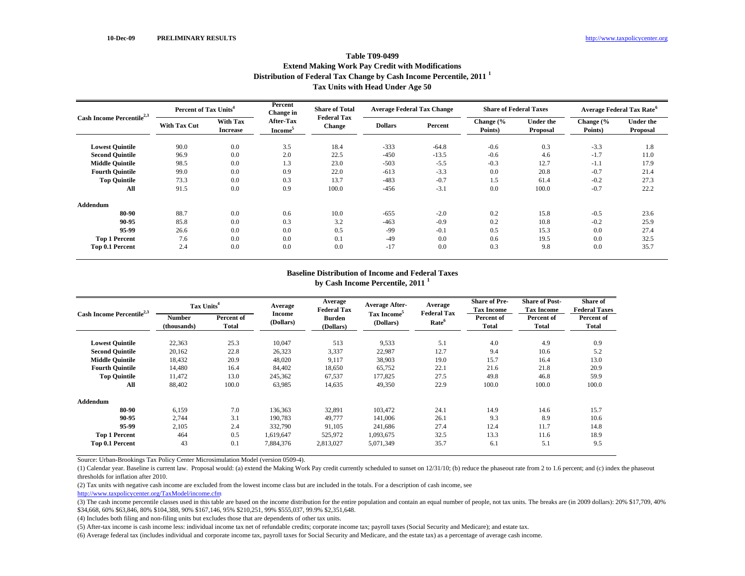10-Dec-09 PRELIMINARY RESULTS http://www.taxpolicycenter.org

# Table T09-0499
## Extend Making Work Pay Credit with Modifications
## Distribution of Federal Tax Change by Cash Income Percentile, 2011 [1]
## Tax Units with Head Under Age 50

| Cash Income Percentile[2,3] | Percent of Tax Units[4] | | Percent Change in After-Tax Income[5] | Share of Total Federal Tax Change | Average Federal Tax Change | | Share of Federal Taxes | | Average Federal Tax Rate[6] | |
|---|---|---|---|---|---|---|---|---|---|---|
| | With Tax Cut | With Tax Increase | | | Dollars | Percent | Change (% Points) | Under the Proposal | Change (% Points) | Under the Proposal |
| **Lowest Quintile** | 90.0 | 0.0 | 3.5 | 18.4 | -333 | -64.8 | -0.6 | 0.3 | -3.3 | 1.8 |
| **Second Quintile** | 96.9 | 0.0 | 2.0 | 22.5 | -450 | -13.5 | -0.6 | 4.6 | -1.7 | 11.0 |
| **Middle Quintile** | 98.5 | 0.0 | 1.3 | 23.0 | -503 | -5.5 | -0.3 | 12.7 | -1.1 | 17.9 |
| **Fourth Quintile** | 99.0 | 0.0 | 0.9 | 22.0 | -613 | -3.3 | 0.0 | 20.8 | -0.7 | 21.4 |
| **Top Quintile** | 73.3 | 0.0 | 0.3 | 13.7 | -483 | -0.7 | 1.5 | 61.4 | -0.2 | 27.3 |
| **All** | 91.5 | 0.0 | 0.9 | 100.0 | -456 | -3.1 | 0.0 | 100.0 | -0.7 | 22.2 |
| **Addendum** | | | | | | | | | | |
| **80-90** | 88.7 | 0.0 | 0.6 | 10.0 | -655 | -2.0 | 0.2 | 15.8 | -0.5 | 23.6 |
| **90-95** | 85.8 | 0.0 | 0.3 | 3.2 | -463 | -0.9 | 0.2 | 10.8 | -0.2 | 25.9 |
| **95-99** | 26.6 | 0.0 | 0.0 | 0.5 | -99 | -0.1 | 0.5 | 15.3 | 0.0 | 27.4 |
| **Top 1 Percent** | 7.6 | 0.0 | 0.0 | 0.1 | -49 | 0.0 | 0.6 | 19.5 | 0.0 | 32.5 |
| **Top 0.1 Percent** | 2.4 | 0.0 | 0.0 | 0.0 | -17 | 0.0 | 0.3 | 9.8 | 0.0 | 35.7 |

## Baseline Distribution of Income and Federal Taxes by Cash Income Percentile, 2011 [1]

| Cash Income Percentile[2,3] | Tax Units[4] | | Average Income (Dollars) | Average Federal Tax Burden (Dollars) | Average After-Tax Income[5] (Dollars) | Average Federal Tax Rate[6] | Share of Pre-Tax Income | Share of Post-Tax Income | Share of Federal Taxes |
|---|---|---|---|---|---|---|---|---|---|
| | Number (thousands) | Percent of Total | | | | | Percent of Total | Percent of Total | Percent of Total |
| **Lowest Quintile** | 22,363 | 25.3 | 10,047 | 513 | 9,533 | 5.1 | 4.0 | 4.9 | 0.9 |
| **Second Quintile** | 20,162 | 22.8 | 26,323 | 3,337 | 22,987 | 12.7 | 9.4 | 10.6 | 5.2 |
| **Middle Quintile** | 18,432 | 20.9 | 48,020 | 9,117 | 38,903 | 19.0 | 15.7 | 16.4 | 13.0 |
| **Fourth Quintile** | 14,480 | 16.4 | 84,402 | 18,650 | 65,752 | 22.1 | 21.6 | 21.8 | 20.9 |
| **Top Quintile** | 11,472 | 13.0 | 245,362 | 67,537 | 177,825 | 27.5 | 49.8 | 46.8 | 59.9 |
| **All** | 88,402 | 100.0 | 63,985 | 14,635 | 49,350 | 22.9 | 100.0 | 100.0 | 100.0 |
| **Addendum** | | | | | | | | | |
| **80-90** | 6,159 | 7.0 | 136,363 | 32,891 | 103,472 | 24.1 | 14.9 | 14.6 | 15.7 |
| **90-95** | 2,744 | 3.1 | 190,783 | 49,777 | 141,006 | 26.1 | 9.3 | 8.9 | 10.6 |
| **95-99** | 2,105 | 2.4 | 332,790 | 91,105 | 241,686 | 27.4 | 12.4 | 11.7 | 14.8 |
| **Top 1 Percent** | 464 | 0.5 | 1,619,647 | 525,972 | 1,093,675 | 32.5 | 13.3 | 11.6 | 18.9 |
| **Top 0.1 Percent** | 43 | 0.1 | 7,884,376 | 2,813,027 | 5,071,349 | 35.7 | 6.1 | 5.1 | 9.5 |

Source: Urban-Brookings Tax Policy Center Microsimulation Model (version 0509-4).

(1) Calendar year. Baseline is current law. Proposal would: (a) extend the Making Work Pay credit currently scheduled to sunset on 12/31/10; (b) reduce the phaseout rate from 2 to 1.6 percent; and (c) index the phaseout thresholds for inflation after 2010.

(2) Tax units with negative cash income are excluded from the lowest income class but are included in the totals. For a description of cash income, see http://www.taxpolicycenter.org/TaxModel/income.cfm

(3) The cash income percentile classes used in this table are based on the income distribution for the entire population and contain an equal number of people, not tax units. The breaks are (in 2009 dollars): 20% $17,709, 40% $34,668, 60% $63,846, 80% $104,388, 90% $167,146, 95% $210,251, 99% $555,037, 99.9% $2,351,648.

(4) Includes both filing and non-filing units but excludes those that are dependents of other tax units.

(5) After-tax income is cash income less: individual income tax net of refundable credits; corporate income tax; payroll taxes (Social Security and Medicare); and estate tax.

(6) Average federal tax (includes individual and corporate income tax, payroll taxes for Social Security and Medicare, and the estate tax) as a percentage of average cash income.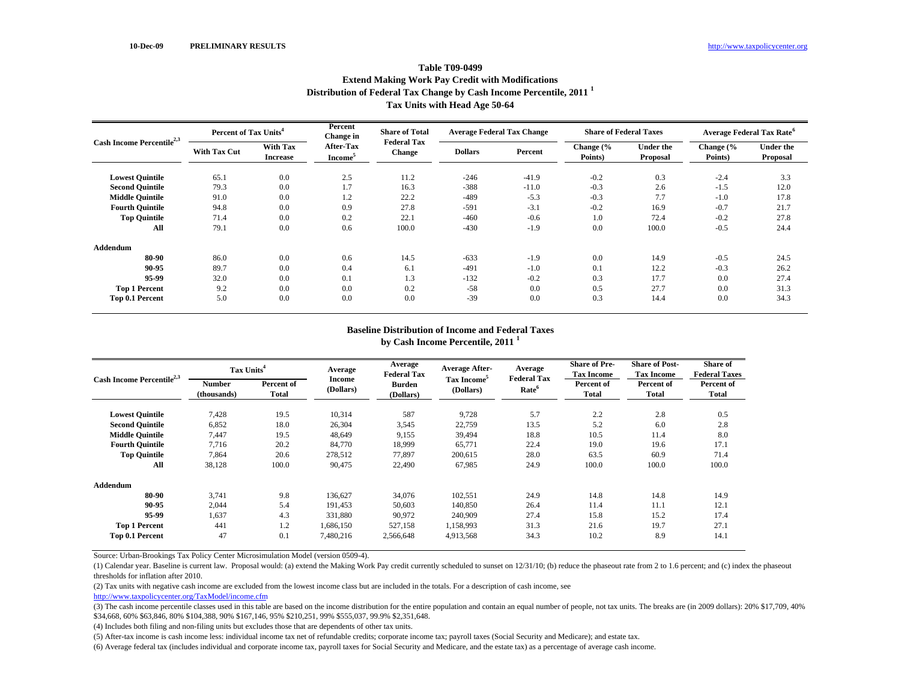10-Dec-09 PRELIMINARY RESULTS http://www.taxpolicycenter.org

## Table T09-0499
## Extend Making Work Pay Credit with Modifications
## Distribution of Federal Tax Change by Cash Income Percentile, 2011 [1]
## Tax Units with Head Age 50-64

| Cash Income Percentile[2,3] | Percent of Tax Units[4] | | Percent Change in After-Tax Income[5] | Share of Total Federal Tax Change | Average Federal Tax Change | | Share of Federal Taxes | | Average Federal Tax Rate[6] | |
|---|---|---|---|---|---|---|---|---|---|---|
| | With Tax Cut | With Tax Increase | | | Dollars | Percent | Change (% Points) | Under the Proposal | Change (% Points) | Under the Proposal |
| Lowest Quintile | 65.1 | 0.0 | 2.5 | 11.2 | -246 | -41.9 | -0.2 | 0.3 | -2.4 | 3.3 |
| Second Quintile | 79.3 | 0.0 | 1.7 | 16.3 | -388 | -11.0 | -0.3 | 2.6 | -1.5 | 12.0 |
| Middle Quintile | 91.0 | 0.0 | 1.2 | 22.2 | -489 | -5.3 | -0.3 | 7.7 | -1.0 | 17.8 |
| Fourth Quintile | 94.8 | 0.0 | 0.9 | 27.8 | -591 | -3.1 | -0.2 | 16.9 | -0.7 | 21.7 |
| Top Quintile | 71.4 | 0.0 | 0.2 | 22.1 | -460 | -0.6 | 1.0 | 72.4 | -0.2 | 27.8 |
| All | 79.1 | 0.0 | 0.6 | 100.0 | -430 | -1.9 | 0.0 | 100.0 | -0.5 | 24.4 |
| **Addendum** | | | | | | | | | | |
| 80-90 | 86.0 | 0.0 | 0.6 | 14.5 | -633 | -1.9 | 0.0 | 14.9 | -0.5 | 24.5 |
| 90-95 | 89.7 | 0.0 | 0.4 | 6.1 | -491 | -1.0 | 0.1 | 12.2 | -0.3 | 26.2 |
| 95-99 | 32.0 | 0.0 | 0.1 | 1.3 | -132 | -0.2 | 0.3 | 17.7 | 0.0 | 27.4 |
| Top 1 Percent | 9.2 | 0.0 | 0.0 | 0.2 | -58 | 0.0 | 0.5 | 27.7 | 0.0 | 31.3 |
| Top 0.1 Percent | 5.0 | 0.0 | 0.0 | 0.0 | -39 | 0.0 | 0.3 | 14.4 | 0.0 | 34.3 |

## Baseline Distribution of Income and Federal Taxes
## by Cash Income Percentile, 2011 [1]

| Cash Income Percentile[2,3] | Tax Units[4] | | Average Income (Dollars) | Average Federal Tax Burden (Dollars) | Average After-Tax Income[5] (Dollars) | Average Federal Tax Rate[6] | Share of Pre-Tax Income | Share of Post-Tax Income | Share of Federal Taxes |
|---|---|---|---|---|---|---|---|---|---|
| | Number (thousands) | Percent of Total | | | | | Percent of Total | Percent of Total | Percent of Total |
| Lowest Quintile | 7,428 | 19.5 | 10,314 | 587 | 9,728 | 5.7 | 2.2 | 2.8 | 0.5 |
| Second Quintile | 6,852 | 18.0 | 26,304 | 3,545 | 22,759 | 13.5 | 5.2 | 6.0 | 2.8 |
| Middle Quintile | 7,447 | 19.5 | 48,649 | 9,155 | 39,494 | 18.8 | 10.5 | 11.4 | 8.0 |
| Fourth Quintile | 7,716 | 20.2 | 84,770 | 18,999 | 65,771 | 22.4 | 19.0 | 19.6 | 17.1 |
| Top Quintile | 7,864 | 20.6 | 278,512 | 77,897 | 200,615 | 28.0 | 63.5 | 60.9 | 71.4 |
| All | 38,128 | 100.0 | 90,475 | 22,490 | 67,985 | 24.9 | 100.0 | 100.0 | 100.0 |
| **Addendum** | | | | | | | | | |
| 80-90 | 3,741 | 9.8 | 136,627 | 34,076 | 102,551 | 24.9 | 14.8 | 14.8 | 14.9 |
| 90-95 | 2,044 | 5.4 | 191,453 | 50,603 | 140,850 | 26.4 | 11.4 | 11.1 | 12.1 |
| 95-99 | 1,637 | 4.3 | 331,880 | 90,972 | 240,909 | 27.4 | 15.8 | 15.2 | 17.4 |
| Top 1 Percent | 441 | 1.2 | 1,686,150 | 527,158 | 1,158,993 | 31.3 | 21.6 | 19.7 | 27.1 |
| Top 0.1 Percent | 47 | 0.1 | 7,480,216 | 2,566,648 | 4,913,568 | 34.3 | 10.2 | 8.9 | 14.1 |

Source: Urban-Brookings Tax Policy Center Microsimulation Model (version 0509-4).

(1) Calendar year. Baseline is current law. Proposal would: (a) extend the Making Work Pay credit currently scheduled to sunset on 12/31/10; (b) reduce the phaseout rate from 2 to 1.6 percent; and (c) index the phaseout thresholds for inflation after 2010.

(2) Tax units with negative cash income are excluded from the lowest income class but are included in the totals. For a description of cash income, see http://www.taxpolicycenter.org/TaxModel/income.cfm

(3) The cash income percentile classes used in this table are based on the income distribution for the entire population and contain an equal number of people, not tax units. The breaks are (in 2009 dollars): 20% $17,709, 40% $34,668, 60% $63,846, 80% $104,388, 90% $167,146, 95% $210,251, 99% $555,037, 99.9% $2,351,648.

(4) Includes both filing and non-filing units but excludes those that are dependents of other tax units.

(5) After-tax income is cash income less: individual income tax net of refundable credits; corporate income tax; payroll taxes (Social Security and Medicare); and estate tax.

(6) Average federal tax (includes individual and corporate income tax, payroll taxes for Social Security and Medicare, and the estate tax) as a percentage of average cash income.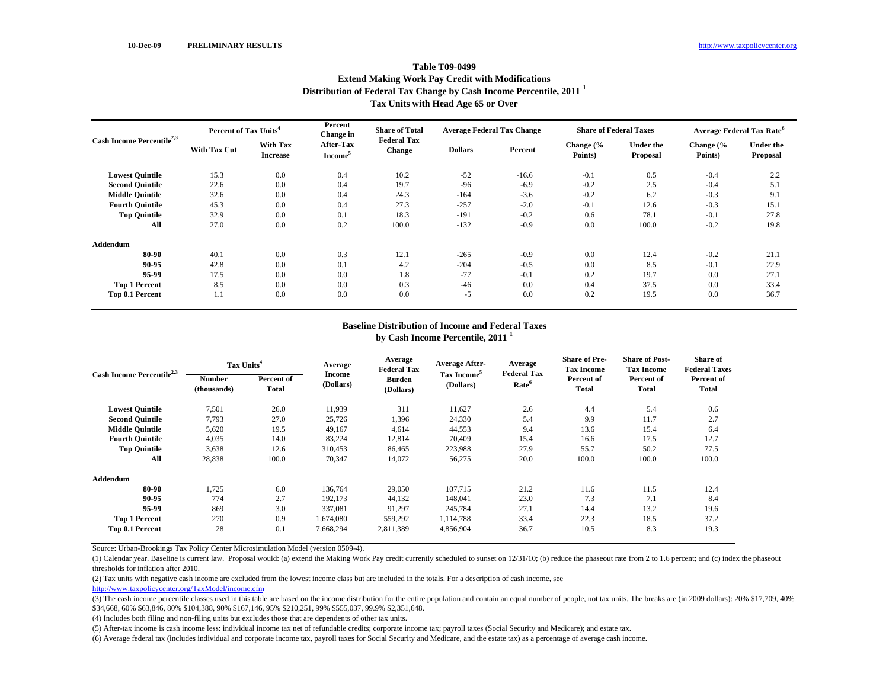10-Dec-09 PRELIMINARY RESULTS http://www.taxpolicycenter.org

# Table T09-0499
## Extend Making Work Pay Credit with Modifications
## Distribution of Federal Tax Change by Cash Income Percentile, 2011 [1]
## Tax Units with Head Age 65 or Over

| Cash Income Percentile[2,3] | Percent of Tax Units[4] | | Percent Change in After-Tax Income[5] | Share of Total Federal Tax Change | Average Federal Tax Change | | Share of Federal Taxes | | Average Federal Tax Rate[6] | |
|---|---|---|---|---|---|---|---|---|---|---|
| | With Tax Cut | With Tax Increase | | | Dollars | Percent | Change (% Points) | Under the Proposal | Change (% Points) | Under the Proposal |
| Lowest Quintile | 15.3 | 0.0 | 0.4 | 10.2 | -52 | -16.6 | -0.1 | 0.5 | -0.4 | 2.2 |
| Second Quintile | 22.6 | 0.0 | 0.4 | 19.7 | -96 | -6.9 | -0.2 | 2.5 | -0.4 | 5.1 |
| Middle Quintile | 32.6 | 0.0 | 0.4 | 24.3 | -164 | -3.6 | -0.2 | 6.2 | -0.3 | 9.1 |
| Fourth Quintile | 45.3 | 0.0 | 0.4 | 27.3 | -257 | -2.0 | -0.1 | 12.6 | -0.3 | 15.1 |
| Top Quintile | 32.9 | 0.0 | 0.1 | 18.3 | -191 | -0.2 | 0.6 | 78.1 | -0.1 | 27.8 |
| All | 27.0 | 0.0 | 0.2 | 100.0 | -132 | -0.9 | 0.0 | 100.0 | -0.2 | 19.8 |
| **Addendum** | | | | | | | | | | |
| 80-90 | 40.1 | 0.0 | 0.3 | 12.1 | -265 | -0.9 | 0.0 | 12.4 | -0.2 | 21.1 |
| 90-95 | 42.8 | 0.0 | 0.1 | 4.2 | -204 | -0.5 | 0.0 | 8.5 | -0.1 | 22.9 |
| 95-99 | 17.5 | 0.0 | 0.0 | 1.8 | -77 | -0.1 | 0.2 | 19.7 | 0.0 | 27.1 |
| Top 1 Percent | 8.5 | 0.0 | 0.0 | 0.3 | -46 | 0.0 | 0.4 | 37.5 | 0.0 | 33.4 |
| Top 0.1 Percent | 1.1 | 0.0 | 0.0 | 0.0 | -5 | 0.0 | 0.2 | 19.5 | 0.0 | 36.7 |

## Baseline Distribution of Income and Federal Taxes by Cash Income Percentile, 2011 [1]

| Cash Income Percentile[2,3] | Tax Units[4] | | Average Income (Dollars) | Average Federal Tax Burden (Dollars) | Average After-Tax Income[5] (Dollars) | Average Federal Tax Rate[6] | Share of Pre-Tax Income | Share of Post-Tax Income | Share of Federal Taxes |
|---|---|---|---|---|---|---|---|---|---|
| | Number (thousands) | Percent of Total | | | | | Percent of Total | Percent of Total | Percent of Total |
| Lowest Quintile | 7,501 | 26.0 | 11,939 | 311 | 11,627 | 2.6 | 4.4 | 5.4 | 0.6 |
| Second Quintile | 7,793 | 27.0 | 25,726 | 1,396 | 24,330 | 5.4 | 9.9 | 11.7 | 2.7 |
| Middle Quintile | 5,620 | 19.5 | 49,167 | 4,614 | 44,553 | 9.4 | 13.6 | 15.4 | 6.4 |
| Fourth Quintile | 4,035 | 14.0 | 83,224 | 12,814 | 70,409 | 15.4 | 16.6 | 17.5 | 12.7 |
| Top Quintile | 3,638 | 12.6 | 310,453 | 86,465 | 223,988 | 27.9 | 55.7 | 50.2 | 77.5 |
| All | 28,838 | 100.0 | 70,347 | 14,072 | 56,275 | 20.0 | 100.0 | 100.0 | 100.0 |
| **Addendum** | | | | | | | | | |
| 80-90 | 1,725 | 6.0 | 136,764 | 29,050 | 107,715 | 21.2 | 11.6 | 11.5 | 12.4 |
| 90-95 | 774 | 2.7 | 192,173 | 44,132 | 148,041 | 23.0 | 7.3 | 7.1 | 8.4 |
| 95-99 | 869 | 3.0 | 337,081 | 91,297 | 245,784 | 27.1 | 14.4 | 13.2 | 19.6 |
| Top 1 Percent | 270 | 0.9 | 1,674,080 | 559,292 | 1,114,788 | 33.4 | 22.3 | 18.5 | 37.2 |
| Top 0.1 Percent | 28 | 0.1 | 7,668,294 | 2,811,389 | 4,856,904 | 36.7 | 10.5 | 8.3 | 19.3 |

Source: Urban-Brookings Tax Policy Center Microsimulation Model (version 0509-4).

(1) Calendar year. Baseline is current law. Proposal would: (a) extend the Making Work Pay credit currently scheduled to sunset on 12/31/10; (b) reduce the phaseout rate from 2 to 1.6 percent; and (c) index the phaseout thresholds for inflation after 2010.

(2) Tax units with negative cash income are excluded from the lowest income class but are included in the totals. For a description of cash income, see http://www.taxpolicycenter.org/TaxModel/income.cfm

(3) The cash income percentile classes used in this table are based on the income distribution for the entire population and contain an equal number of people, not tax units. The breaks are (in 2009 dollars): 20% $17,709, 40% $34,668, 60% $63,846, 80% $104,388, 90% $167,146, 95% $210,251, 99% $555,037, 99.9% $2,351,648.

(4) Includes both filing and non-filing units but excludes those that are dependents of other tax units.

(5) After-tax income is cash income less: individual income tax net of refundable credits; corporate income tax; payroll taxes (Social Security and Medicare); and estate tax.

(6) Average federal tax (includes individual and corporate income tax, payroll taxes for Social Security and Medicare, and the estate tax) as a percentage of average cash income.